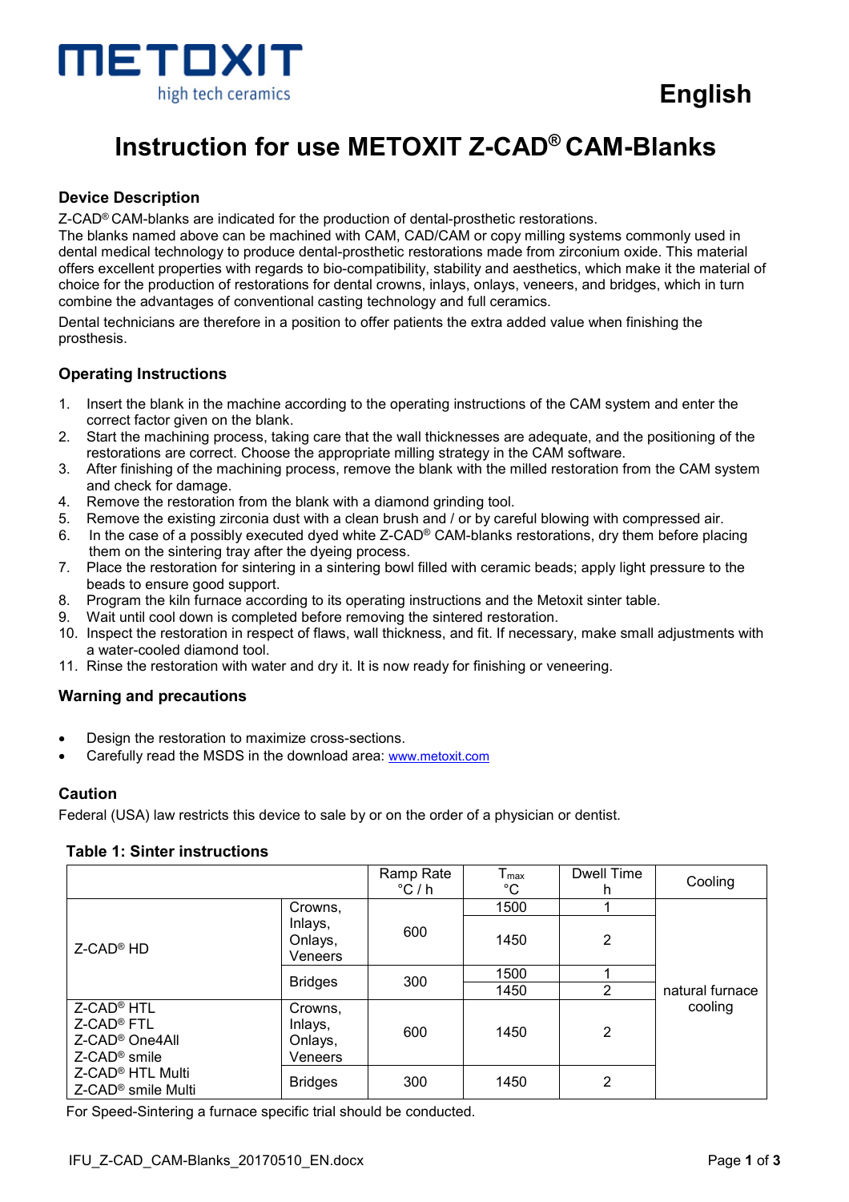METOXIT
high tech ceramics

English

# Instruction for use METOXIT Z-CAD® CAM-Blanks

## Device Description

Z-CAD® CAM-blanks are indicated for the production of dental-prosthetic restorations.
The blanks named above can be machined with CAM, CAD/CAM or copy milling systems commonly used in dental medical technology to produce dental-prosthetic restorations made from zirconium oxide. This material offers excellent properties with regards to bio-compatibility, stability and aesthetics, which make it the material of choice for the production of restorations for dental crowns, inlays, onlays, veneers, and bridges, which in turn combine the advantages of conventional casting technology and full ceramics.

Dental technicians are therefore in a position to offer patients the extra added value when finishing the prosthesis.

## Operating Instructions

1. Insert the blank in the machine according to the operating instructions of the CAM system and enter the correct factor given on the blank.
2. Start the machining process, taking care that the wall thicknesses are adequate, and the positioning of the restorations are correct. Choose the appropriate milling strategy in the CAM software.
3. After finishing of the machining process, remove the blank with the milled restoration from the CAM system and check for damage.
4. Remove the restoration from the blank with a diamond grinding tool.
5. Remove the existing zirconia dust with a clean brush and / or by careful blowing with compressed air.
6. In the case of a possibly executed dyed white Z-CAD® CAM-blanks restorations, dry them before placing them on the sintering tray after the dyeing process.
7. Place the restoration for sintering in a sintering bowl filled with ceramic beads; apply light pressure to the beads to ensure good support.
8. Program the kiln furnace according to its operating instructions and the Metoxit sinter table.
9. Wait until cool down is completed before removing the sintered restoration.
10. Inspect the restoration in respect of flaws, wall thickness, and fit. If necessary, make small adjustments with a water-cooled diamond tool.
11. Rinse the restoration with water and dry it. It is now ready for finishing or veneering.

## Warning and precautions

- Design the restoration to maximize cross-sections.
- Carefully read the MSDS in the download area: www.metoxit.com

## Caution

Federal (USA) law restricts this device to sale by or on the order of a physician or dentist.

### Table 1: Sinter instructions

| | | Ramp Rate °C / h | $T_{max}$ °C | Dwell Time h | Cooling |
|---|---|---|---|---|---|
| Z-CAD® HD | Crowns, Inlays, Onlays, Veneers | 600 | 1500 | 1 | natural furnace cooling |
| | | | 1450 | 2 | |
| | Bridges | 300 | 1500 | 1 | |
| | | | 1450 | 2 | |
| Z-CAD® HTL<br>Z-CAD® FTL<br>Z-CAD® One4All<br>Z-CAD® smile<br>Z-CAD® HTL Multi<br>Z-CAD® smile Multi | Crowns, Inlays, Onlays, Veneers | 600 | 1450 | 2 | |
| | Bridges | 300 | 1450 | 2 | |

For Speed-Sintering a furnace specific trial should be conducted.

IFU_Z-CAD_CAM-Blanks_20170510_EN.docx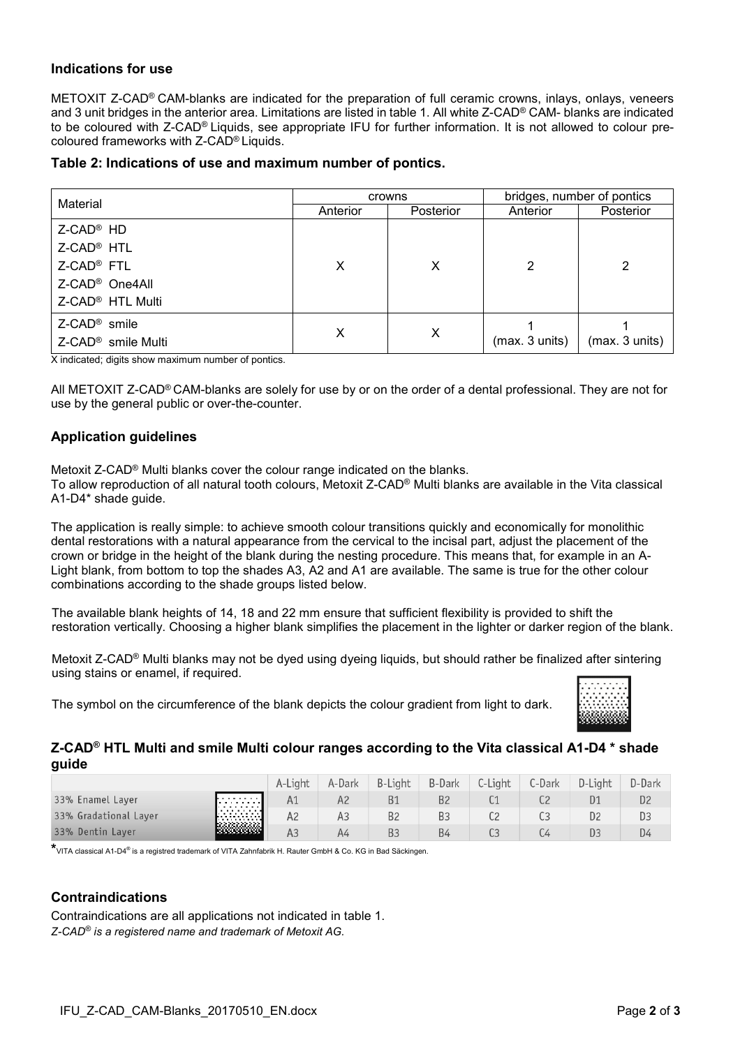### Indications for use

METOXIT Z-CAD® CAM-blanks are indicated for the preparation of full ceramic crowns, inlays, onlays, veneers and 3 unit bridges in the anterior area. Limitations are listed in table 1. All white Z-CAD® CAM- blanks are indicated to be coloured with Z-CAD® Liquids, see appropriate IFU for further information. It is not allowed to colour pre-coloured frameworks with Z-CAD® Liquids.

### Table 2: Indications of use and maximum number of pontics.

| Material | crowns | | bridges, number of pontics | |
|---|---|---|---|---|
| | Anterior | Posterior | Anterior | Posterior |
| Z-CAD® HD<br>Z-CAD® HTL<br>Z-CAD® FTL<br>Z-CAD® One4All<br>Z-CAD® HTL Multi | X | X | 2 | 2 |
| Z-CAD® smile<br>Z-CAD® smile Multi | X | X | 1<br>(max. 3 units) | 1<br>(max. 3 units) |

X indicated; digits show maximum number of pontics.

All METOXIT Z-CAD® CAM-blanks are solely for use by or on the order of a dental professional. They are not for use by the general public or over-the-counter.

### Application guidelines

Metoxit Z-CAD® Multi blanks cover the colour range indicated on the blanks.
To allow reproduction of all natural tooth colours, Metoxit Z-CAD® Multi blanks are available in the Vita classical A1-D4* shade guide.

The application is really simple: to achieve smooth colour transitions quickly and economically for monolithic dental restorations with a natural appearance from the cervical to the incisal part, adjust the placement of the crown or bridge in the height of the blank during the nesting procedure. This means that, for example in an A-Light blank, from bottom to top the shades A3, A2 and A1 are available. The same is true for the other colour combinations according to the shade groups listed below.

The available blank heights of 14, 18 and 22 mm ensure that sufficient flexibility is provided to shift the restoration vertically. Choosing a higher blank simplifies the placement in the lighter or darker region of the blank.

Metoxit Z-CAD® Multi blanks may not be dyed using dyeing liquids, but should rather be finalized after sintering using stains or enamel, if required.

The symbol on the circumference of the blank depicts the colour gradient from light to dark.

### Z-CAD® HTL Multi and smile Multi colour ranges according to the Vita classical A1-D4 * shade guide

| | A-Light | A-Dark | B-Light | B-Dark | C-Light | C-Dark | D-Light | D-Dark |
|---|---|---|---|---|---|---|---|---|
| 33% Enamel Layer | A1 | A2 | B1 | B2 | C1 | C2 | D1 | D2 |
| 33% Gradational Layer | A2 | A3 | B2 | B3 | C2 | C3 | D2 | D3 |
| 33% Dentin Layer | A3 | A4 | B3 | B4 | C3 | C4 | D3 | D4 |

*VITA classical A1-D4® is a registred trademark of VITA Zahnfabrik H. Rauter GmbH & Co. KG in Bad Säckingen.

### Contraindications

Contraindications are all applications not indicated in table 1.

*Z-CAD® is a registered name and trademark of Metoxit AG.*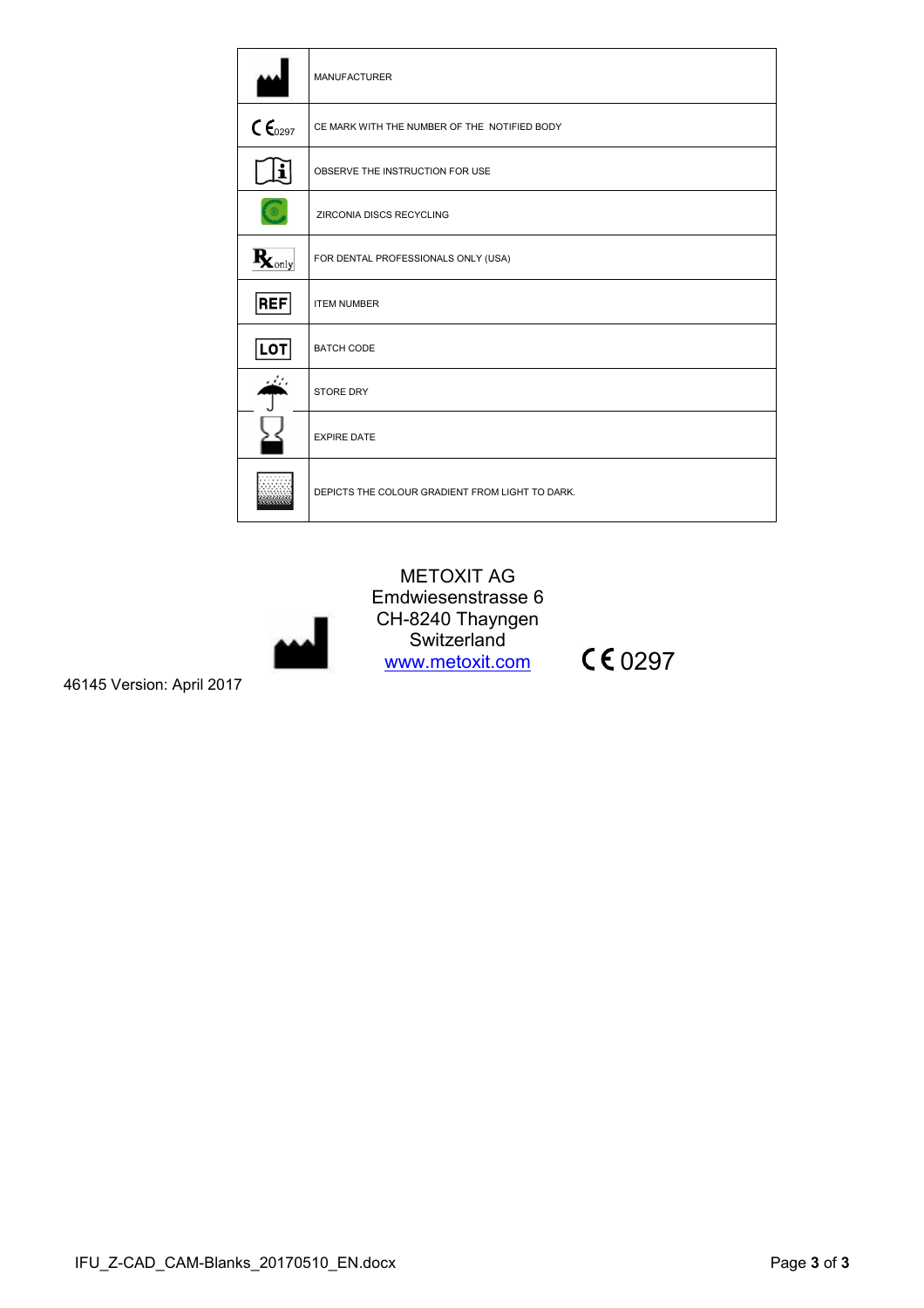| | |
|---|---|
| | MANUFACTURER |
| CE 0297 | CE MARK WITH THE NUMBER OF THE NOTIFIED BODY |
| | OBSERVE THE INSTRUCTION FOR USE |
| | ZIRCONIA DISCS RECYCLING |
| Rx only | FOR DENTAL PROFESSIONALS ONLY (USA) |
| REF | ITEM NUMBER |
| LOT | BATCH CODE |
| | STORE DRY |
| | EXPIRE DATE |
| | DEPICTS THE COLOUR GRADIENT FROM LIGHT TO DARK. |

METOXIT AG
Emdwiesenstrasse 6
CH-8240 Thayngen
Switzerland
www.metoxit.com

CE 0297

46145 Version: April 2017

IFU_Z-CAD_CAM-Blanks_20170510_EN.docx